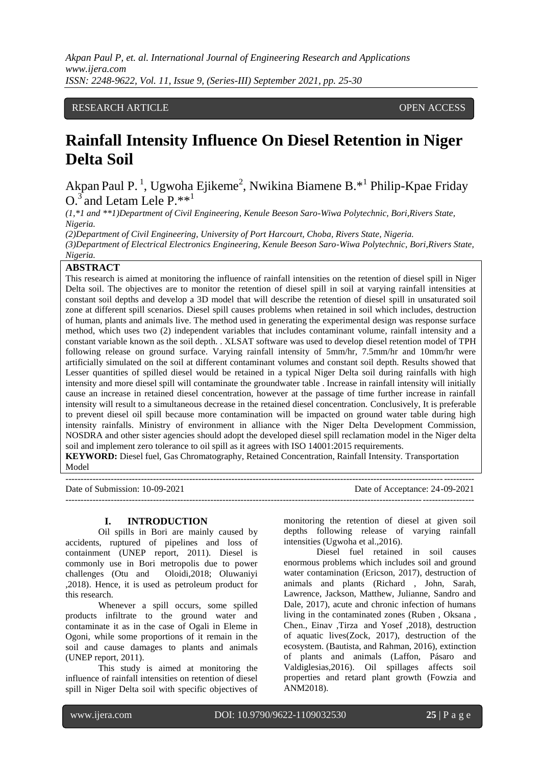RESEARCH ARTICLE OPEN ACCESS

# Rainfall Intensity Influence On Diesel Retention in Niger Delta Soil

Akpan Paul P. [1], Ugwoha Ejikeme[2], Nwikina Biamene B.*[1] Philip-Kpae Friday O.[3] and Letam Lele P.**[1]

*(1,*1 and **1)Department of Civil Engineering, Kenule Beeson Saro-Wiwa Polytechnic, Bori,Rivers State, Nigeria.*
*(2)Department of Civil Engineering, University of Port Harcourt, Choba, Rivers State, Nigeria.*
*(3)Department of Electrical Electronics Engineering, Kenule Beeson Saro-Wiwa Polytechnic, Bori,Rivers State, Nigeria.*

## ABSTRACT

This research is aimed at monitoring the influence of rainfall intensities on the retention of diesel spill in Niger Delta soil. The objectives are to monitor the retention of diesel spill in soil at varying rainfall intensities at constant soil depths and develop a 3D model that will describe the retention of diesel spill in unsaturated soil zone at different spill scenarios. Diesel spill causes problems when retained in soil which includes, destruction of human, plants and animals live. The method used in generating the experimental design was response surface method, which uses two (2) independent variables that includes contaminant volume, rainfall intensity and a constant variable known as the soil depth. . XLSAT software was used to develop diesel retention model of TPH following release on ground surface. Varying rainfall intensity of 5mm/hr, 7.5mm/hr and 10mm/hr were artificially simulated on the soil at different contaminant volumes and constant soil depth. Results showed that Lesser quantities of spilled diesel would be retained in a typical Niger Delta soil during rainfalls with high intensity and more diesel spill will contaminate the groundwater table . Increase in rainfall intensity will initially cause an increase in retained diesel concentration, however at the passage of time further increase in rainfall intensity will result to a simultaneous decrease in the retained diesel concentration. Conclusively, It is preferable to prevent diesel oil spill because more contamination will be impacted on ground water table during high intensity rainfalls. Ministry of environment in alliance with the Niger Delta Development Commission, NOSDRA and other sister agencies should adopt the developed diesel spill reclamation model in the Niger delta soil and implement zero tolerance to oil spill as it agrees with ISO 14001:2015 requirements.

**KEYWORD:** Diesel fuel, Gas Chromatography, Retained Concentration, Rainfall Intensity. Transportation Model

---

Date of Submission: 10-09-2021 Date of Acceptance: 24-09-2021

---

## I. INTRODUCTION

Oil spills in Bori are mainly caused by accidents, ruptured of pipelines and loss of containment (UNEP report, 2011). Diesel is commonly use in Bori metropolis due to power challenges (Otu and Oloidi,2018; Oluwaniyi ,2018). Hence, it is used as petroleum product for this research.

Whenever a spill occurs, some spilled products infiltrate to the ground water and contaminate it as in the case of Ogali in Eleme in Ogoni, while some proportions of it remain in the soil and cause damages to plants and animals (UNEP report, 2011).

This study is aimed at monitoring the influence of rainfall intensities on retention of diesel spill in Niger Delta soil with specific objectives of monitoring the retention of diesel at given soil depths following release of varying rainfall intensities (Ugwoha et al.,2016).

Diesel fuel retained in soil causes enormous problems which includes soil and ground water contamination (Ericson, 2017), destruction of animals and plants (Richard , John, Sarah, Lawrence, Jackson, Matthew, Julianne, Sandro and Dale, 2017), acute and chronic infection of humans living in the contaminated zones (Ruben , Oksana , Chen., Einav ,Tirza and Yosef ,2018), destruction of aquatic lives(Zock, 2017), destruction of the ecosystem. (Bautista, and Rahman, 2016), extinction of plants and animals (Laffon, Pásaro and Valdiglesias,2016). Oil spillages affects soil properties and retard plant growth (Fowzia and ANM2018).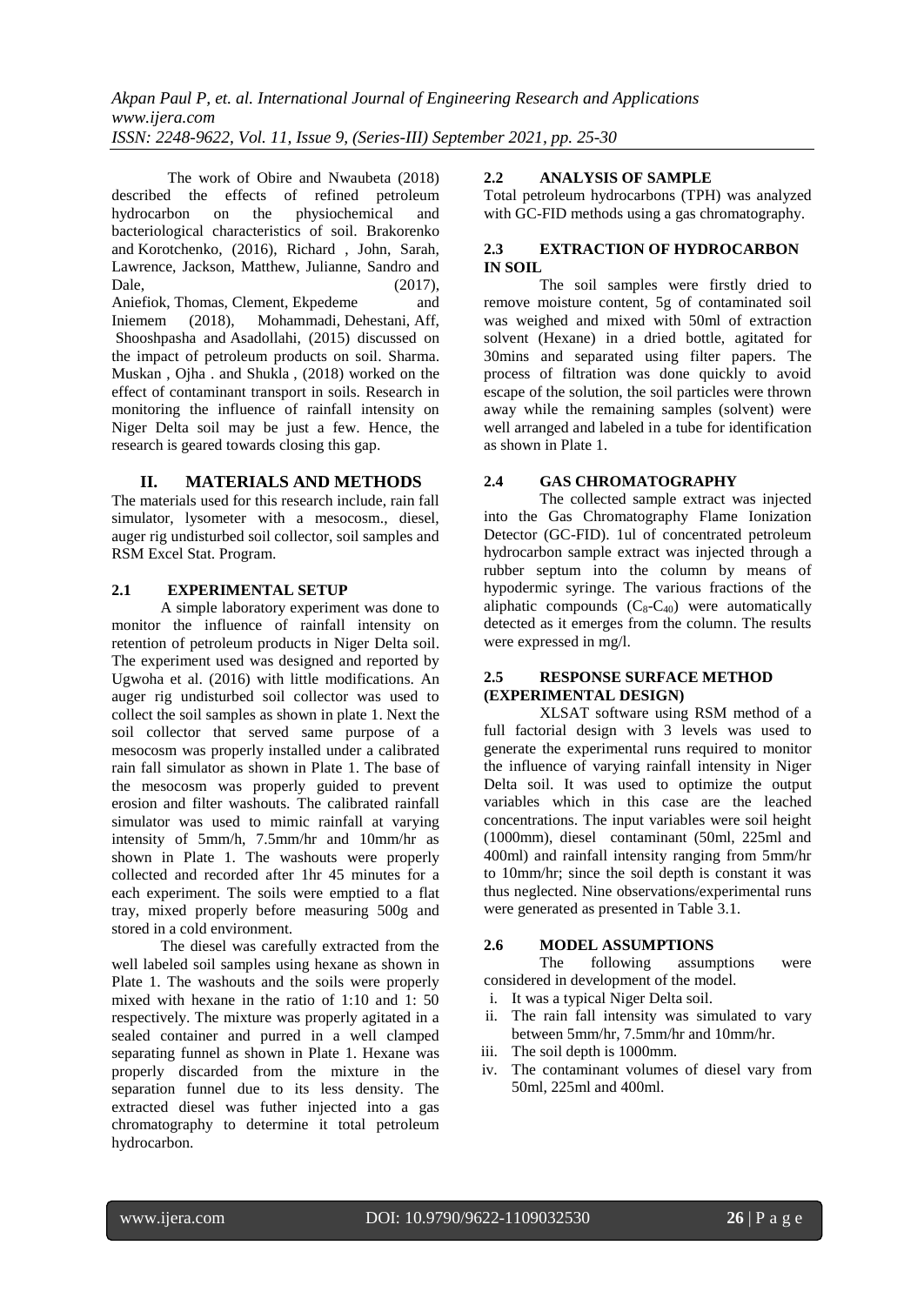The work of Obire and Nwaubeta (2018) described the effects of refined petroleum hydrocarbon on the physiochemical and bacteriological characteristics of soil. Brakorenko and Korotchenko, (2016), Richard , John, Sarah, Lawrence, Jackson, Matthew, Julianne, Sandro and Dale, (2017), Aniefiok, Thomas, Clement, Ekpedeme and Iniemem (2018), Mohammadi, Dehestani, Aff, Shooshpasha and Asadollahi, (2015) discussed on the impact of petroleum products on soil. Sharma. Muskan , Ojha . and Shukla , (2018) worked on the effect of contaminant transport in soils. Research in monitoring the influence of rainfall intensity on Niger Delta soil may be just a few. Hence, the research is geared towards closing this gap.

## II. MATERIALS AND METHODS

The materials used for this research include, rain fall simulator, lysometer with a mesocosm., diesel, auger rig undisturbed soil collector, soil samples and RSM Excel Stat. Program.

### 2.1 EXPERIMENTAL SETUP

A simple laboratory experiment was done to monitor the influence of rainfall intensity on retention of petroleum products in Niger Delta soil. The experiment used was designed and reported by Ugwoha et al. (2016) with little modifications. An auger rig undisturbed soil collector was used to collect the soil samples as shown in plate 1. Next the soil collector that served same purpose of a mesocosm was properly installed under a calibrated rain fall simulator as shown in Plate 1. The base of the mesocosm was properly guided to prevent erosion and filter washouts. The calibrated rainfall simulator was used to mimic rainfall at varying intensity of 5mm/h, 7.5mm/hr and 10mm/hr as shown in Plate 1. The washouts were properly collected and recorded after 1hr 45 minutes for a each experiment. The soils were emptied to a flat tray, mixed properly before measuring 500g and stored in a cold environment.

The diesel was carefully extracted from the well labeled soil samples using hexane as shown in Plate 1. The washouts and the soils were properly mixed with hexane in the ratio of 1:10 and 1: 50 respectively. The mixture was properly agitated in a sealed container and purred in a well clamped separating funnel as shown in Plate 1. Hexane was properly discarded from the mixture in the separation funnel due to its less density. The extracted diesel was futher injected into a gas chromatography to determine it total petroleum hydrocarbon.

### 2.2 ANALYSIS OF SAMPLE

Total petroleum hydrocarbons (TPH) was analyzed with GC-FID methods using a gas chromatography.

### 2.3 EXTRACTION OF HYDROCARBON IN SOIL

The soil samples were firstly dried to remove moisture content, 5g of contaminated soil was weighed and mixed with 50ml of extraction solvent (Hexane) in a dried bottle, agitated for 30mins and separated using filter papers. The process of filtration was done quickly to avoid escape of the solution, the soil particles were thrown away while the remaining samples (solvent) were well arranged and labeled in a tube for identification as shown in Plate 1.

### 2.4 GAS CHROMATOGRAPHY

The collected sample extract was injected into the Gas Chromatography Flame Ionization Detector (GC-FID). 1ul of concentrated petroleum hydrocarbon sample extract was injected through a rubber septum into the column by means of hypodermic syringe. The various fractions of the aliphatic compounds ($C_8$-$C_{40}$) were automatically detected as it emerges from the column. The results were expressed in mg/l.

### 2.5 RESPONSE SURFACE METHOD (EXPERIMENTAL DESIGN)

XLSAT software using RSM method of a full factorial design with 3 levels was used to generate the experimental runs required to monitor the influence of varying rainfall intensity in Niger Delta soil. It was used to optimize the output variables which in this case are the leached concentrations. The input variables were soil height (1000mm), diesel contaminant (50ml, 225ml and 400ml) and rainfall intensity ranging from 5mm/hr to 10mm/hr; since the soil depth is constant it was thus neglected. Nine observations/experimental runs were generated as presented in Table 3.1.

### 2.6 MODEL ASSUMPTIONS

The following assumptions were considered in development of the model.

i. It was a typical Niger Delta soil.
ii. The rain fall intensity was simulated to vary between 5mm/hr, 7.5mm/hr and 10mm/hr.
iii. The soil depth is 1000mm.
iv. The contaminant volumes of diesel vary from 50ml, 225ml and 400ml.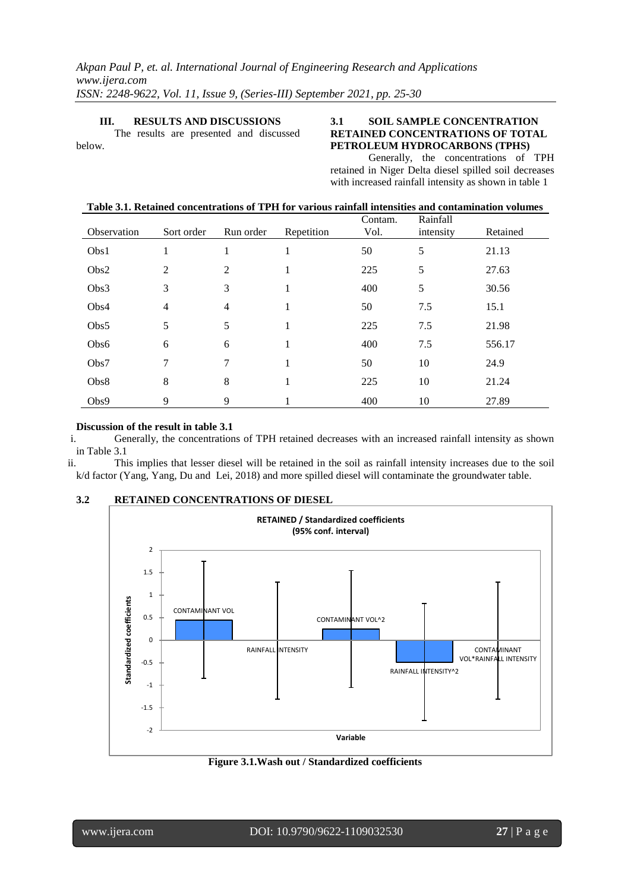## III. RESULTS AND DISCUSSIONS

The results are presented and discussed below.

### 3.1 SOIL SAMPLE CONCENTRATION RETAINED CONCENTRATIONS OF TOTAL PETROLEUM HYDROCARBONS (TPHS)

Generally, the concentrations of TPH retained in Niger Delta diesel spilled soil decreases with increased rainfall intensity as shown in table 1

**Table 3.1. Retained concentrations of TPH for various rainfall intensities and contamination volumes**

| Observation | Sort order | Run order | Repetition | Contam. Vol. | Rainfall intensity | Retained |
|---|---|---|---|---|---|---|
| Obs1 | 1 | 1 | 1 | 50 | 5 | 21.13 |
| Obs2 | 2 | 2 | 1 | 225 | 5 | 27.63 |
| Obs3 | 3 | 3 | 1 | 400 | 5 | 30.56 |
| Obs4 | 4 | 4 | 1 | 50 | 7.5 | 15.1 |
| Obs5 | 5 | 5 | 1 | 225 | 7.5 | 21.98 |
| Obs6 | 6 | 6 | 1 | 400 | 7.5 | 556.17 |
| Obs7 | 7 | 7 | 1 | 50 | 10 | 24.9 |
| Obs8 | 8 | 8 | 1 | 225 | 10 | 21.24 |
| Obs9 | 9 | 9 | 1 | 400 | 10 | 27.89 |

**Discussion of the result in table 3.1**

i. Generally, the concentrations of TPH retained decreases with an increased rainfall intensity as shown in Table 3.1

ii. This implies that lesser diesel will be retained in the soil as rainfall intensity increases due to the soil k/d factor (Yang, Yang, Du and Lei, 2018) and more spilled diesel will contaminate the groundwater table.

### 3.2 RETAINED CONCENTRATIONS OF DIESEL

**Figure 3.1.Wash out / Standardized coefficients**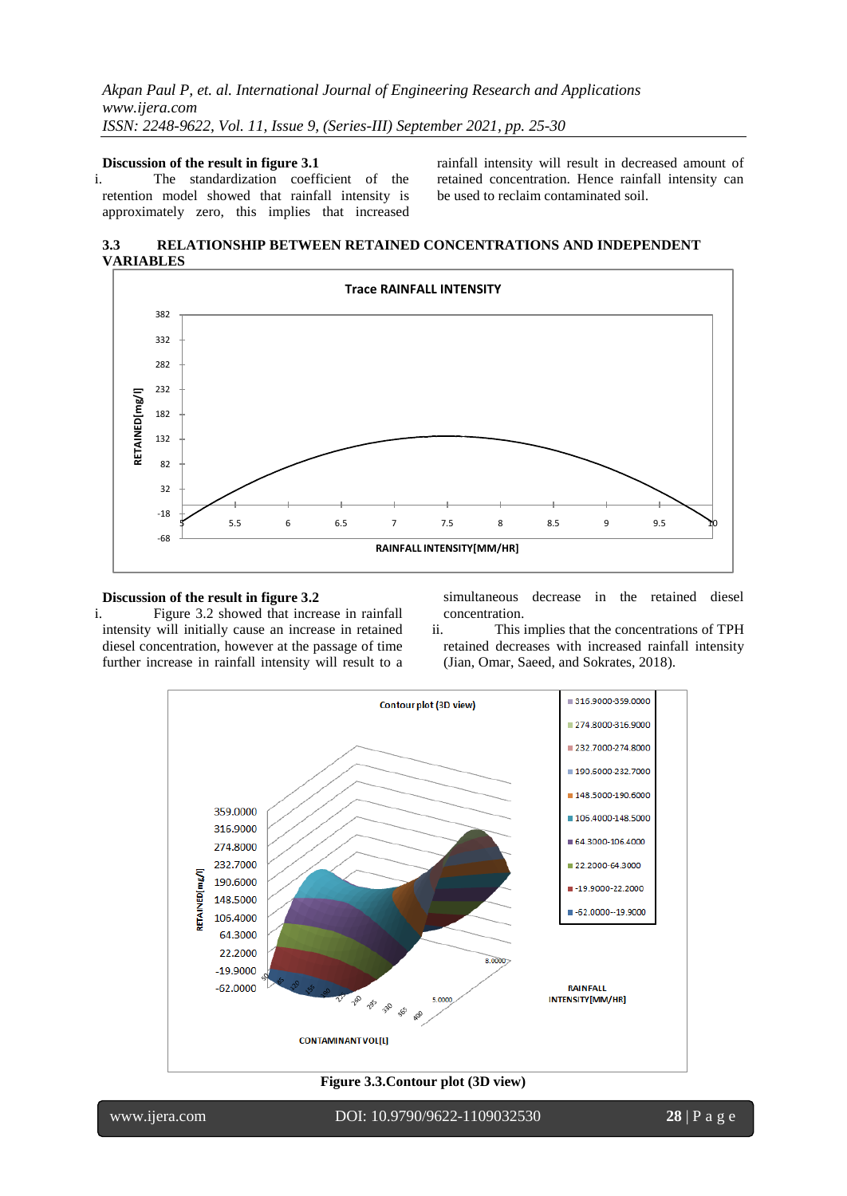**Discussion of the result in figure 3.1**

i. The standardization coefficient of the retention model showed that rainfall intensity is approximately zero, this implies that increased rainfall intensity will result in decreased amount of retained concentration. Hence rainfall intensity can be used to reclaim contaminated soil.

### 3.3 RELATIONSHIP BETWEEN RETAINED CONCENTRATIONS AND INDEPENDENT VARIABLES

**Discussion of the result in figure 3.2**

i. Figure 3.2 showed that increase in rainfall intensity will initially cause an increase in retained diesel concentration, however at the passage of time further increase in rainfall intensity will result to a simultaneous decrease in the retained diesel concentration.

ii. This implies that the concentrations of TPH retained decreases with increased rainfall intensity (Jian, Omar, Saeed, and Sokrates, 2018).

**Figure 3.3.Contour plot (3D view)**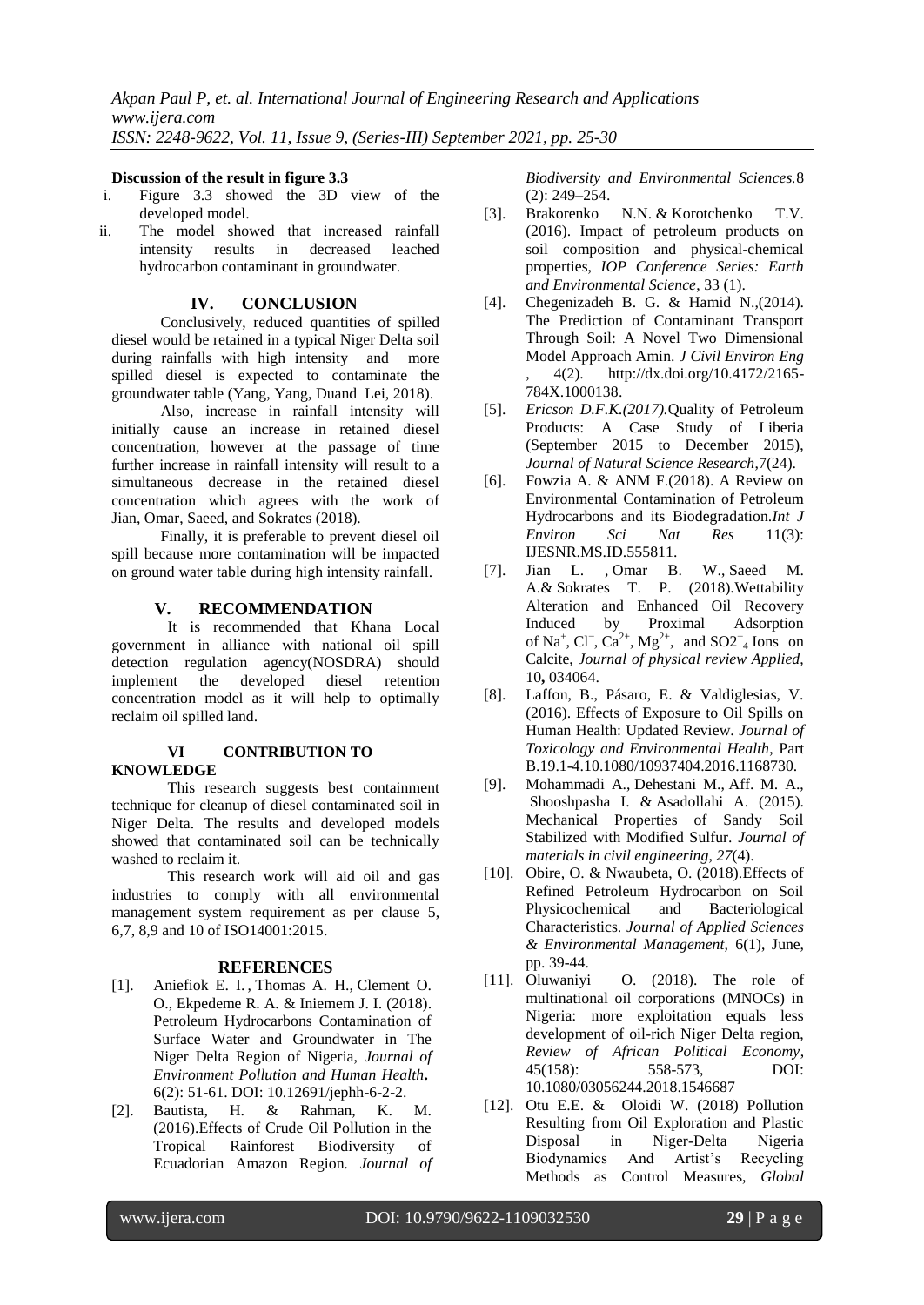**Discussion of the result in figure 3.3**

i. Figure 3.3 showed the 3D view of the developed model.
ii. The model showed that increased rainfall intensity results in decreased leached hydrocarbon contaminant in groundwater.

## IV. CONCLUSION

Conclusively, reduced quantities of spilled diesel would be retained in a typical Niger Delta soil during rainfalls with high intensity and more spilled diesel is expected to contaminate the groundwater table (Yang, Yang, Duand Lei, 2018).

Also, increase in rainfall intensity will initially cause an increase in retained diesel concentration, however at the passage of time further increase in rainfall intensity will result to a simultaneous decrease in the retained diesel concentration which agrees with the work of Jian, Omar, Saeed, and Sokrates (2018).

Finally, it is preferable to prevent diesel oil spill because more contamination will be impacted on ground water table during high intensity rainfall.

## V. RECOMMENDATION

It is recommended that Khana Local government in alliance with national oil spill detection regulation agency(NOSDRA) should implement the developed diesel retention concentration model as it will help to optimally reclaim oil spilled land.

## VI CONTRIBUTION TO KNOWLEDGE

This research suggests best containment technique for cleanup of diesel contaminated soil in Niger Delta. The results and developed models showed that contaminated soil can be technically washed to reclaim it.

This research work will aid oil and gas industries to comply with all environmental management system requirement as per clause 5, 6,7, 8,9 and 10 of ISO14001:2015.

## REFERENCES

[1]. Aniefiok E. I. , Thomas A. H., Clement O. O., Ekpedeme R. A. & Iniemem J. I. (2018). Petroleum Hydrocarbons Contamination of Surface Water and Groundwater in The Niger Delta Region of Nigeria, *Journal of Environment Pollution and Human Health*. 6(2): 51-61. DOI: 10.12691/jephh-6-2-2.

[2]. Bautista, H. & Rahman, K. M. (2016).Effects of Crude Oil Pollution in the Tropical Rainforest Biodiversity of Ecuadorian Amazon Region. *Journal of Biodiversity and Environmental Sciences.*8 (2): 249–254.

[3]. Brakorenko N.N. & Korotchenko T.V. (2016). Impact of petroleum products on soil composition and physical-chemical properties, *IOP Conference Series: Earth and Environmental Science*, 33 (1).

[4]. Chegenizadeh B. G. & Hamid N.,(2014). The Prediction of Contaminant Transport Through Soil: A Novel Two Dimensional Model Approach Amin. *J Civil Environ Eng* , 4(2). http://dx.doi.org/10.4172/2165-784X.1000138.

[5]. *Ericson D.F.K.(2017).*Quality of Petroleum Products: A Case Study of Liberia (September 2015 to December 2015), *Journal of Natural Science Research*,7(24).

[6]. Fowzia A. & ANM F.(2018). A Review on Environmental Contamination of Petroleum Hydrocarbons and its Biodegradation.*Int J Environ Sci Nat Res* 11(3): IJESNR.MS.ID.555811.

[7]. Jian L. , Omar B. W., Saeed M. A.& Sokrates T. P. (2018).Wettability Alteration and Enhanced Oil Recovery Induced by Proximal Adsorption of $Na^+$, $Cl^-$, $Ca^{2+}$, $Mg^{2+}$, and $SO2^-_4$ Ions on Calcite, *Journal of physical review Applied,* 10**,** 034064.

[8]. Laffon, B., Pásaro, E. & Valdiglesias, V. (2016). Effects of Exposure to Oil Spills on Human Health: Updated Review. *Journal of Toxicology and Environmental Health*, Part B.19.1-4.10.1080/10937404.2016.1168730.

[9]. Mohammadi A., Dehestani M., Aff. M. A., Shooshpasha I. & Asadollahi A. (2015). Mechanical Properties of Sandy Soil Stabilized with Modified Sulfur. *Journal of materials in civil engineering, 27*(4).

[10]. Obire, O. & Nwaubeta, O. (2018).Effects of Refined Petroleum Hydrocarbon on Soil Physicochemical and Bacteriological Characteristics. *Journal of Applied Sciences & Environmental Management*, 6(1), June, pp. 39-44.

[11]. Oluwaniyi O. (2018). The role of multinational oil corporations (MNOCs) in Nigeria: more exploitation equals less development of oil-rich Niger Delta region, *Review of African Political Economy*, 45(158): 558-573, DOI: 10.1080/03056244.2018.1546687

[12]. Otu E.E. & Oloidi W. (2018) Pollution Resulting from Oil Exploration and Plastic Disposal in Niger-Delta Nigeria Biodynamics And Artist's Recycling Methods as Control Measures, *Global*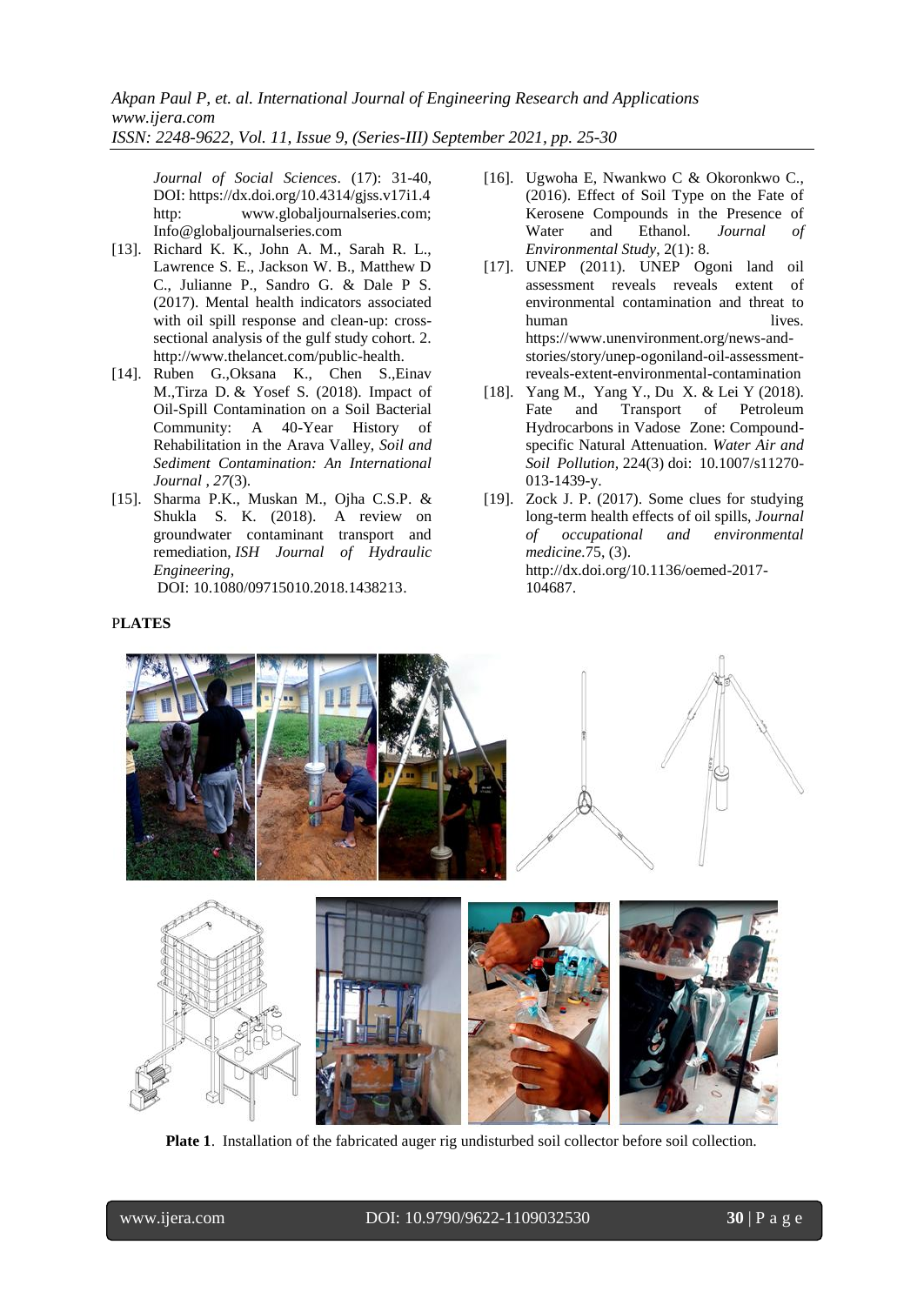*Journal of Social Sciences*. (17): 31-40, DOI: https://dx.doi.org/10.4314/gjss.v17i1.4 http: www.globaljournalseries.com; Info@globaljournalseries.com

[13]. Richard K. K., John A. M., Sarah R. L., Lawrence S. E., Jackson W. B., Matthew D C., Julianne P., Sandro G. & Dale P S. (2017). Mental health indicators associated with oil spill response and clean-up: cross-sectional analysis of the gulf study cohort. 2. http://www.thelancet.com/public-health.

[14]. Ruben G.,Oksana K., Chen S.,Einav M.,Tirza D. & Yosef S. (2018). Impact of Oil-Spill Contamination on a Soil Bacterial Community: A 40-Year History of Rehabilitation in the Arava Valley, *Soil and Sediment Contamination: An International Journal , 27*(3).

[15]. Sharma P.K., Muskan M., Ojha C.S.P. & Shukla S. K. (2018). A review on groundwater contaminant transport and remediation, *ISH Journal of Hydraulic Engineering*, DOI: 10.1080/09715010.2018.1438213.

[16]. Ugwoha E, Nwankwo C & Okoronkwo C., (2016). Effect of Soil Type on the Fate of Kerosene Compounds in the Presence of Water and Ethanol. *Journal of Environmental Study*, 2(1): 8.

[17]. UNEP (2011). UNEP Ogoni land oil assessment reveals reveals extent of environmental contamination and threat to human lives. https://www.unenvironment.org/news-and-stories/story/unep-ogoniland-oil-assessment-reveals-extent-environmental-contamination

[18]. Yang M., Yang Y., Du X. & Lei Y (2018). Fate and Transport of Petroleum Hydrocarbons in Vadose Zone: Compound-specific Natural Attenuation. *Water Air and Soil Pollution*, 224(3) doi: 10.1007/s11270-013-1439-y.

[19]. Zock J. P. (2017). Some clues for studying long-term health effects of oil spills, *Journal of occupational and environmental medicine*.75, (3). http://dx.doi.org/10.1136/oemed-2017-104687.

**PLATES**

**Plate 1**. Installation of the fabricated auger rig undisturbed soil collector before soil collection.